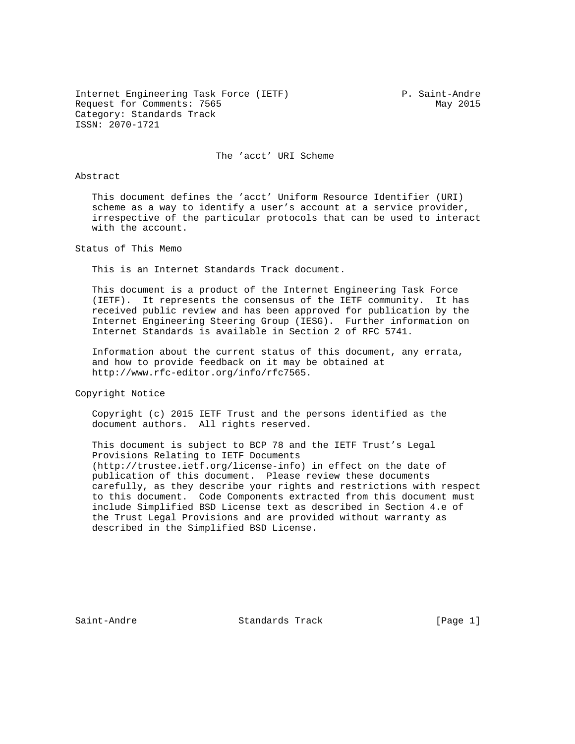Internet Engineering Task Force (IETF) P. Saint-Andre
Request for Comments: 7565 May 2015
Category: Standards Track
ISSN: 2070-1721

# The 'acct' URI Scheme

## Abstract

This document defines the 'acct' Uniform Resource Identifier (URI) scheme as a way to identify a user's account at a service provider, irrespective of the particular protocols that can be used to interact with the account.

## Status of This Memo

This is an Internet Standards Track document.

This document is a product of the Internet Engineering Task Force (IETF). It represents the consensus of the IETF community. It has received public review and has been approved for publication by the Internet Engineering Steering Group (IESG). Further information on Internet Standards is available in Section 2 of RFC 5741.

Information about the current status of this document, any errata, and how to provide feedback on it may be obtained at http://www.rfc-editor.org/info/rfc7565.

## Copyright Notice

Copyright (c) 2015 IETF Trust and the persons identified as the document authors. All rights reserved.

This document is subject to BCP 78 and the IETF Trust's Legal Provisions Relating to IETF Documents (http://trustee.ietf.org/license-info) in effect on the date of publication of this document. Please review these documents carefully, as they describe your rights and restrictions with respect to this document. Code Components extracted from this document must include Simplified BSD License text as described in Section 4.e of the Trust Legal Provisions and are provided without warranty as described in the Simplified BSD License.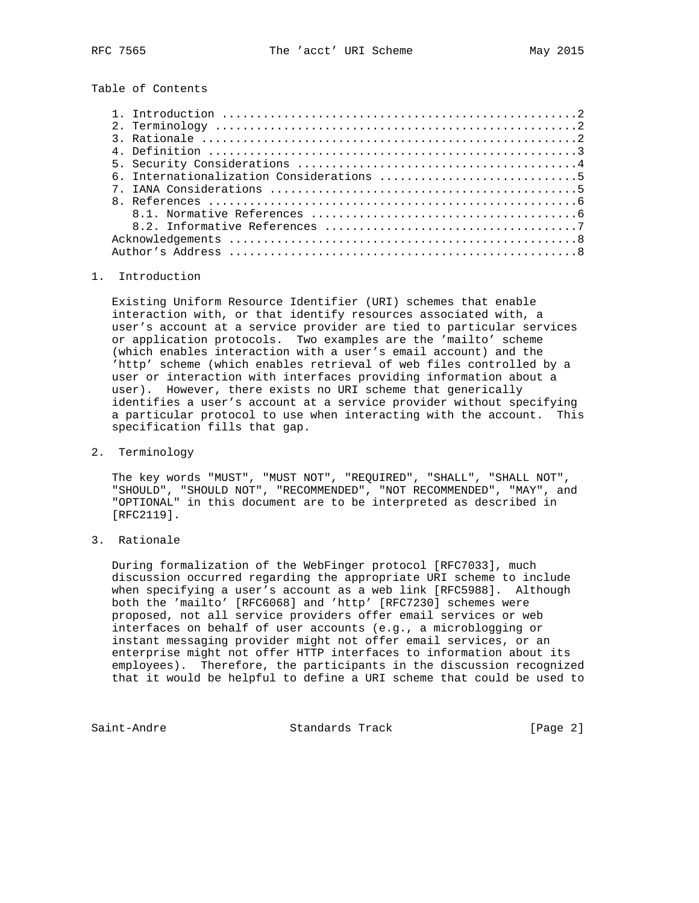## Table of Contents

1. Introduction ....................................................2
2. Terminology .....................................................2
3. Rationale .......................................................2
4. Definition ......................................................3
5. Security Considerations .........................................4
6. Internationalization Considerations .............................5
7. IANA Considerations .............................................5
8. References ......................................................6
   8.1. Normative References .......................................6
   8.2. Informative References .....................................7

Acknowledgements ...................................................8
Author's Address ...................................................8

## 1. Introduction

Existing Uniform Resource Identifier (URI) schemes that enable interaction with, or that identify resources associated with, a user's account at a service provider are tied to particular services or application protocols. Two examples are the 'mailto' scheme (which enables interaction with a user's email account) and the 'http' scheme (which enables retrieval of web files controlled by a user or interaction with interfaces providing information about a user). However, there exists no URI scheme that generically identifies a user's account at a service provider without specifying a particular protocol to use when interacting with the account. This specification fills that gap.

## 2. Terminology

The key words "MUST", "MUST NOT", "REQUIRED", "SHALL", "SHALL NOT", "SHOULD", "SHOULD NOT", "RECOMMENDED", "NOT RECOMMENDED", "MAY", and "OPTIONAL" in this document are to be interpreted as described in [RFC2119].

## 3. Rationale

During formalization of the WebFinger protocol [RFC7033], much discussion occurred regarding the appropriate URI scheme to include when specifying a user's account as a web link [RFC5988]. Although both the 'mailto' [RFC6068] and 'http' [RFC7230] schemes were proposed, not all service providers offer email services or web interfaces on behalf of user accounts (e.g., a microblogging or instant messaging provider might not offer email services, or an enterprise might not offer HTTP interfaces to information about its employees). Therefore, the participants in the discussion recognized that it would be helpful to define a URI scheme that could be used to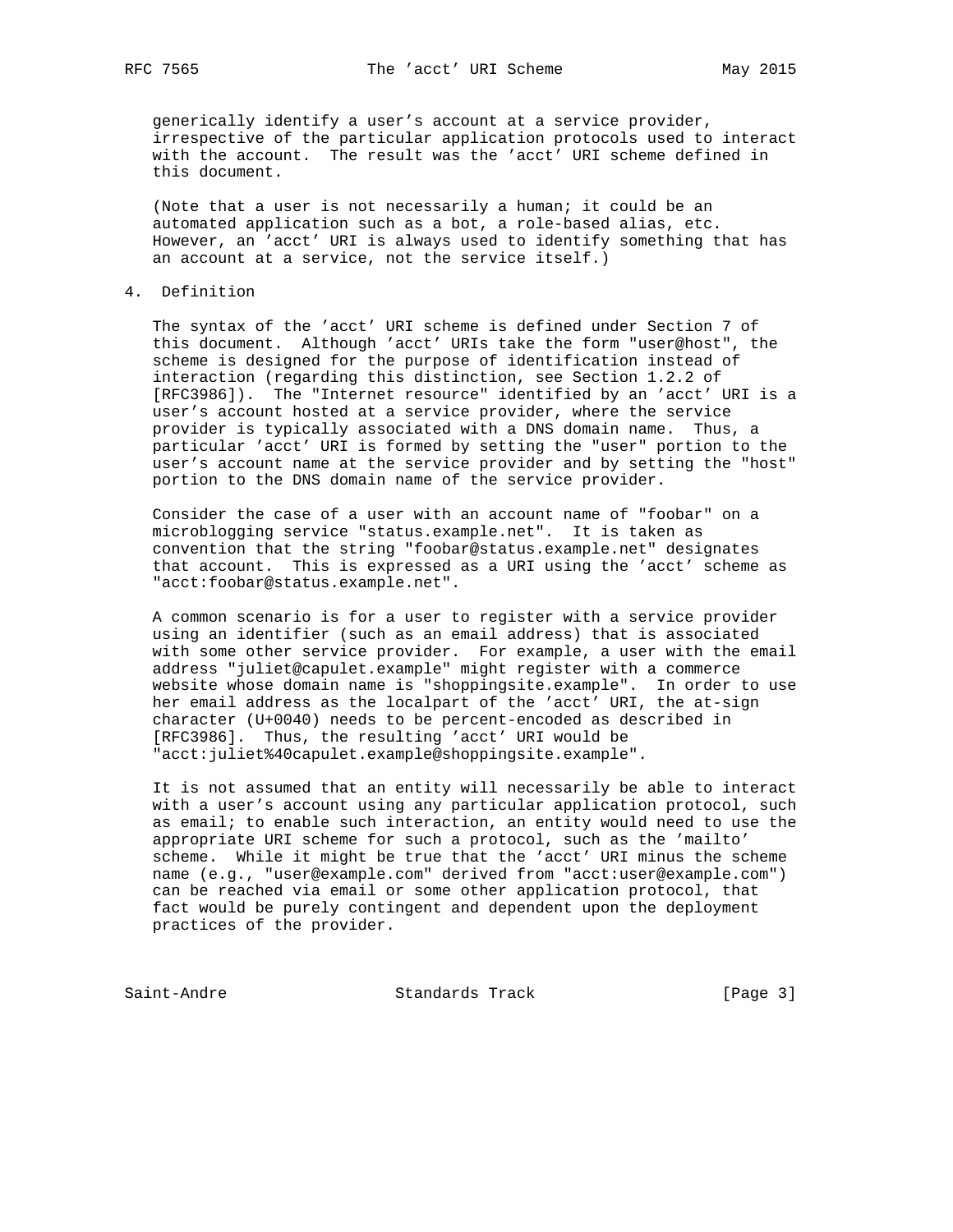generically identify a user's account at a service provider, irrespective of the particular application protocols used to interact with the account. The result was the 'acct' URI scheme defined in this document.

(Note that a user is not necessarily a human; it could be an automated application such as a bot, a role-based alias, etc. However, an 'acct' URI is always used to identify something that has an account at a service, not the service itself.)

## 4. Definition

The syntax of the 'acct' URI scheme is defined under Section 7 of this document. Although 'acct' URIs take the form "user@host", the scheme is designed for the purpose of identification instead of interaction (regarding this distinction, see Section 1.2.2 of [RFC3986]). The "Internet resource" identified by an 'acct' URI is a user's account hosted at a service provider, where the service provider is typically associated with a DNS domain name. Thus, a particular 'acct' URI is formed by setting the "user" portion to the user's account name at the service provider and by setting the "host" portion to the DNS domain name of the service provider.

Consider the case of a user with an account name of "foobar" on a microblogging service "status.example.net". It is taken as convention that the string "foobar@status.example.net" designates that account. This is expressed as a URI using the 'acct' scheme as "acct:foobar@status.example.net".

A common scenario is for a user to register with a service provider using an identifier (such as an email address) that is associated with some other service provider. For example, a user with the email address "juliet@capulet.example" might register with a commerce website whose domain name is "shoppingsite.example". In order to use her email address as the localpart of the 'acct' URI, the at-sign character (U+0040) needs to be percent-encoded as described in [RFC3986]. Thus, the resulting 'acct' URI would be "acct:juliet%40capulet.example@shoppingsite.example".

It is not assumed that an entity will necessarily be able to interact with a user's account using any particular application protocol, such as email; to enable such interaction, an entity would need to use the appropriate URI scheme for such a protocol, such as the 'mailto' scheme. While it might be true that the 'acct' URI minus the scheme name (e.g., "user@example.com" derived from "acct:user@example.com") can be reached via email or some other application protocol, that fact would be purely contingent and dependent upon the deployment practices of the provider.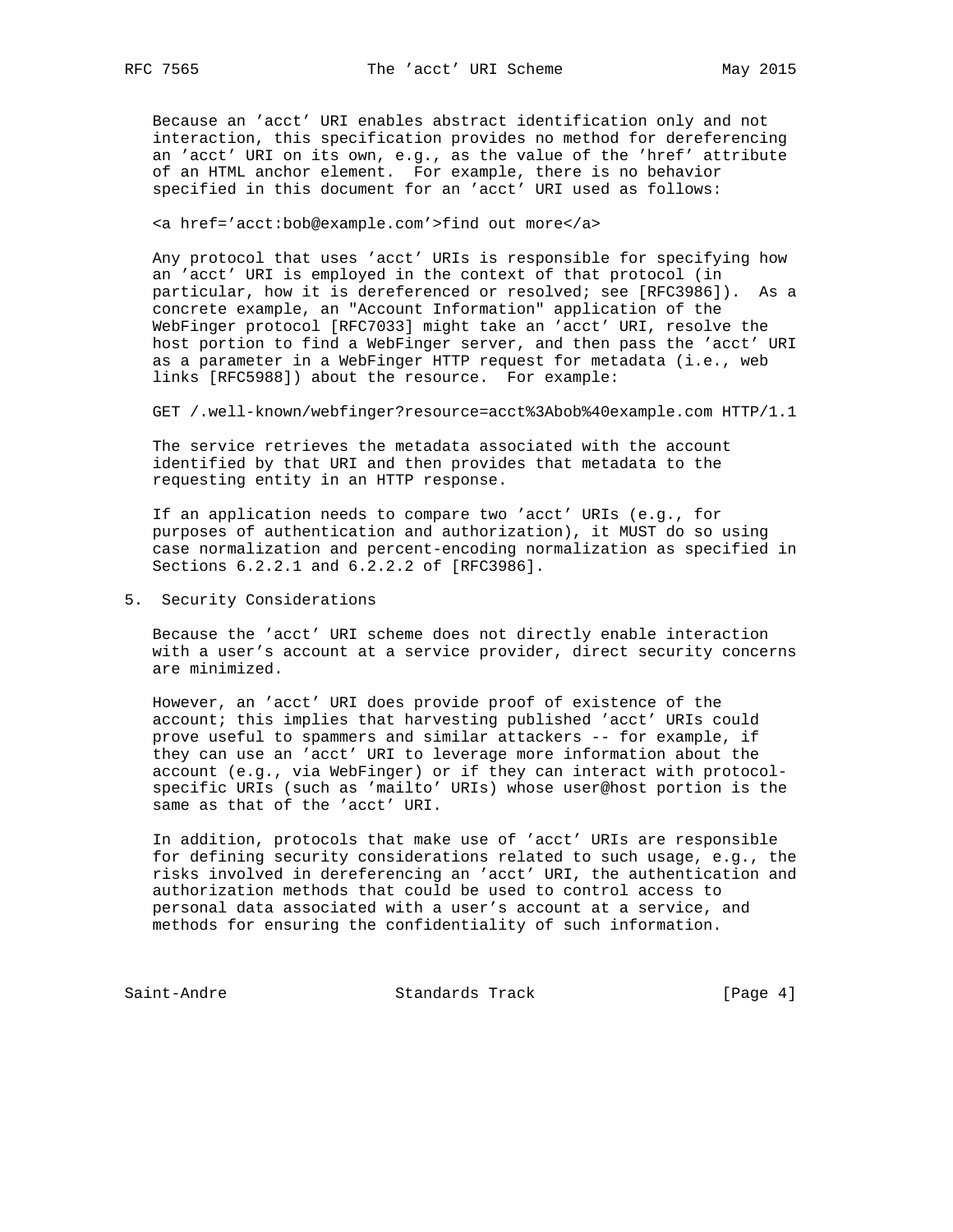Because an 'acct' URI enables abstract identification only and not interaction, this specification provides no method for dereferencing an 'acct' URI on its own, e.g., as the value of the 'href' attribute of an HTML anchor element. For example, there is no behavior specified in this document for an 'acct' URI used as follows:

```
<a href='acct:bob@example.com'>find out more</a>
```

Any protocol that uses 'acct' URIs is responsible for specifying how an 'acct' URI is employed in the context of that protocol (in particular, how it is dereferenced or resolved; see [RFC3986]). As a concrete example, an "Account Information" application of the WebFinger protocol [RFC7033] might take an 'acct' URI, resolve the host portion to find a WebFinger server, and then pass the 'acct' URI as a parameter in a WebFinger HTTP request for metadata (i.e., web links [RFC5988]) about the resource. For example:

```
GET /.well-known/webfinger?resource=acct%3Abob%40example.com HTTP/1.1
```

The service retrieves the metadata associated with the account identified by that URI and then provides that metadata to the requesting entity in an HTTP response.

If an application needs to compare two 'acct' URIs (e.g., for purposes of authentication and authorization), it MUST do so using case normalization and percent-encoding normalization as specified in Sections 6.2.2.1 and 6.2.2.2 of [RFC3986].

## 5. Security Considerations

Because the 'acct' URI scheme does not directly enable interaction with a user's account at a service provider, direct security concerns are minimized.

However, an 'acct' URI does provide proof of existence of the account; this implies that harvesting published 'acct' URIs could prove useful to spammers and similar attackers -- for example, if they can use an 'acct' URI to leverage more information about the account (e.g., via WebFinger) or if they can interact with protocol-specific URIs (such as 'mailto' URIs) whose user@host portion is the same as that of the 'acct' URI.

In addition, protocols that make use of 'acct' URIs are responsible for defining security considerations related to such usage, e.g., the risks involved in dereferencing an 'acct' URI, the authentication and authorization methods that could be used to control access to personal data associated with a user's account at a service, and methods for ensuring the confidentiality of such information.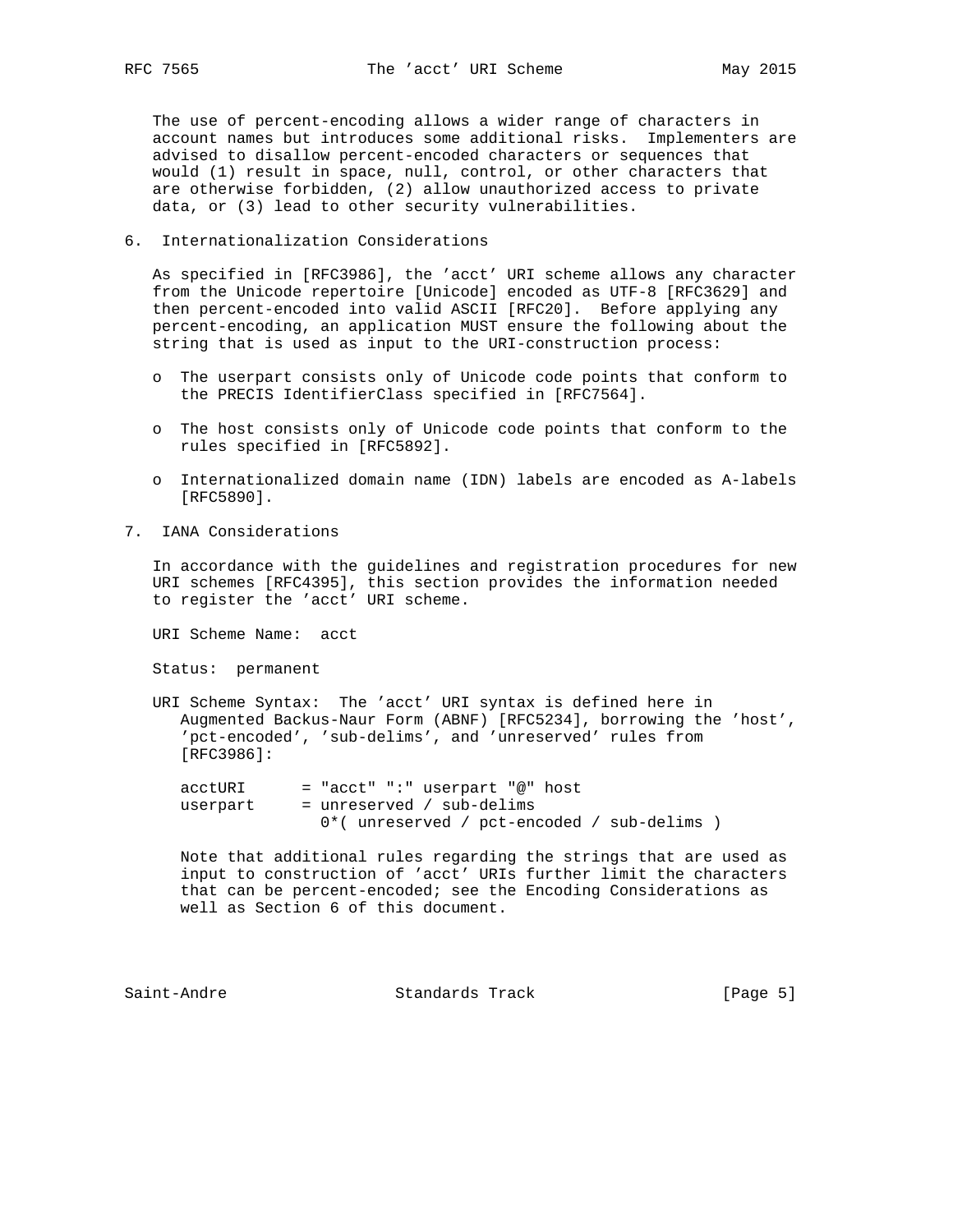The use of percent-encoding allows a wider range of characters in account names but introduces some additional risks. Implementers are advised to disallow percent-encoded characters or sequences that would (1) result in space, null, control, or other characters that are otherwise forbidden, (2) allow unauthorized access to private data, or (3) lead to other security vulnerabilities.

## 6. Internationalization Considerations

As specified in [RFC3986], the 'acct' URI scheme allows any character from the Unicode repertoire [Unicode] encoded as UTF-8 [RFC3629] and then percent-encoded into valid ASCII [RFC20]. Before applying any percent-encoding, an application MUST ensure the following about the string that is used as input to the URI-construction process:

- The userpart consists only of Unicode code points that conform to the PRECIS IdentifierClass specified in [RFC7564].
- The host consists only of Unicode code points that conform to the rules specified in [RFC5892].
- Internationalized domain name (IDN) labels are encoded as A-labels [RFC5890].

## 7. IANA Considerations

In accordance with the guidelines and registration procedures for new URI schemes [RFC4395], this section provides the information needed to register the 'acct' URI scheme.

URI Scheme Name: acct

Status: permanent

URI Scheme Syntax: The 'acct' URI syntax is defined here in Augmented Backus-Naur Form (ABNF) [RFC5234], borrowing the 'host', 'pct-encoded', 'sub-delims', and 'unreserved' rules from [RFC3986]:

```
acctURI      = "acct" ":" userpart "@" host
userpart     = unreserved / sub-delims
               0*( unreserved / pct-encoded / sub-delims )
```

Note that additional rules regarding the strings that are used as input to construction of 'acct' URIs further limit the characters that can be percent-encoded; see the Encoding Considerations as well as Section 6 of this document.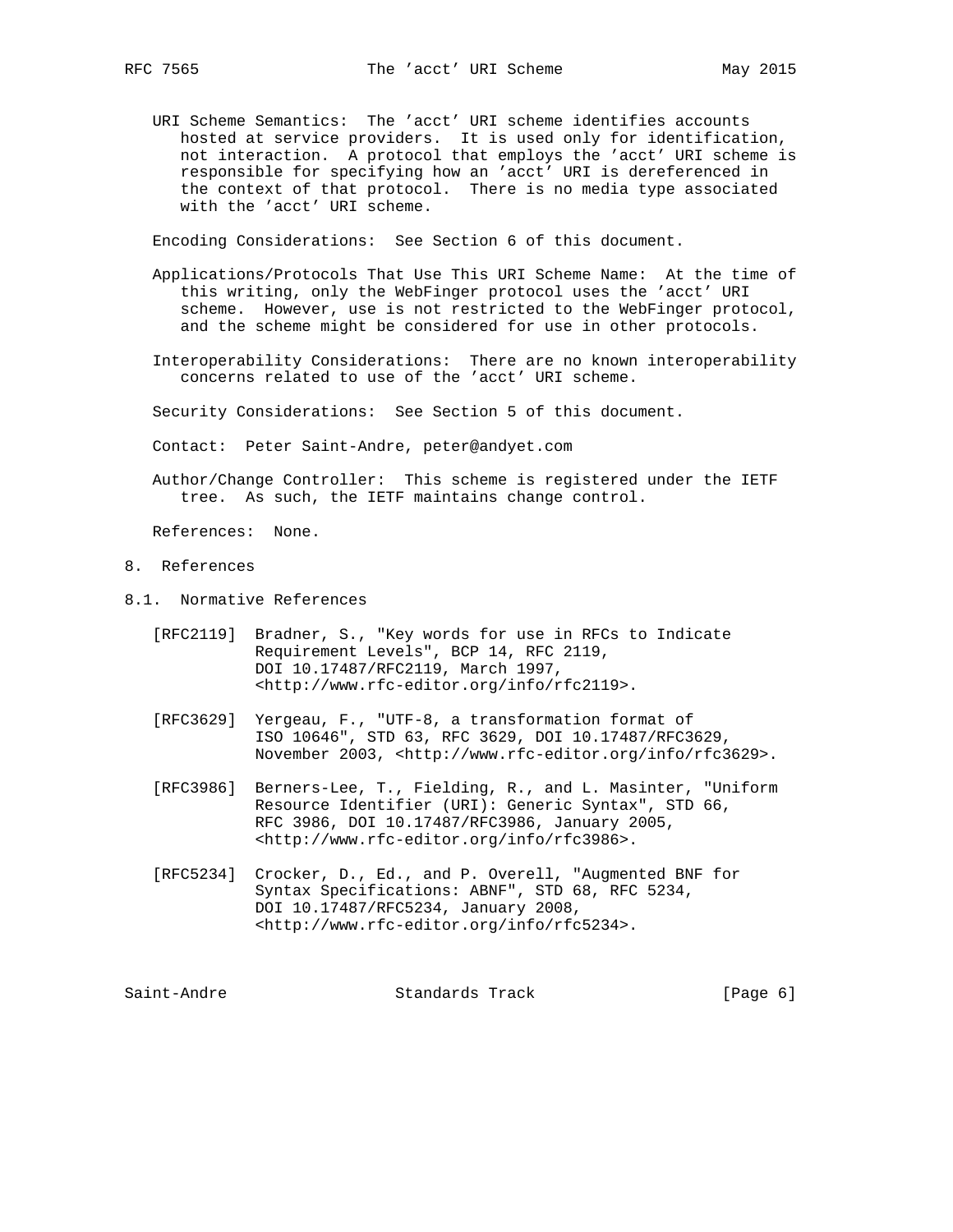URI Scheme Semantics: The 'acct' URI scheme identifies accounts hosted at service providers. It is used only for identification, not interaction. A protocol that employs the 'acct' URI scheme is responsible for specifying how an 'acct' URI is dereferenced in the context of that protocol. There is no media type associated with the 'acct' URI scheme.

Encoding Considerations: See Section 6 of this document.

Applications/Protocols That Use This URI Scheme Name: At the time of this writing, only the WebFinger protocol uses the 'acct' URI scheme. However, use is not restricted to the WebFinger protocol, and the scheme might be considered for use in other protocols.

Interoperability Considerations: There are no known interoperability concerns related to use of the 'acct' URI scheme.

Security Considerations: See Section 5 of this document.

Contact: Peter Saint-Andre, peter@andyet.com

Author/Change Controller: This scheme is registered under the IETF tree. As such, the IETF maintains change control.

References: None.

# 8. References

## 8.1. Normative References

[RFC2119] Bradner, S., "Key words for use in RFCs to Indicate Requirement Levels", BCP 14, RFC 2119, DOI 10.17487/RFC2119, March 1997, <http://www.rfc-editor.org/info/rfc2119>.

[RFC3629] Yergeau, F., "UTF-8, a transformation format of ISO 10646", STD 63, RFC 3629, DOI 10.17487/RFC3629, November 2003, <http://www.rfc-editor.org/info/rfc3629>.

[RFC3986] Berners-Lee, T., Fielding, R., and L. Masinter, "Uniform Resource Identifier (URI): Generic Syntax", STD 66, RFC 3986, DOI 10.17487/RFC3986, January 2005, <http://www.rfc-editor.org/info/rfc3986>.

[RFC5234] Crocker, D., Ed., and P. Overell, "Augmented BNF for Syntax Specifications: ABNF", STD 68, RFC 5234, DOI 10.17487/RFC5234, January 2008, <http://www.rfc-editor.org/info/rfc5234>.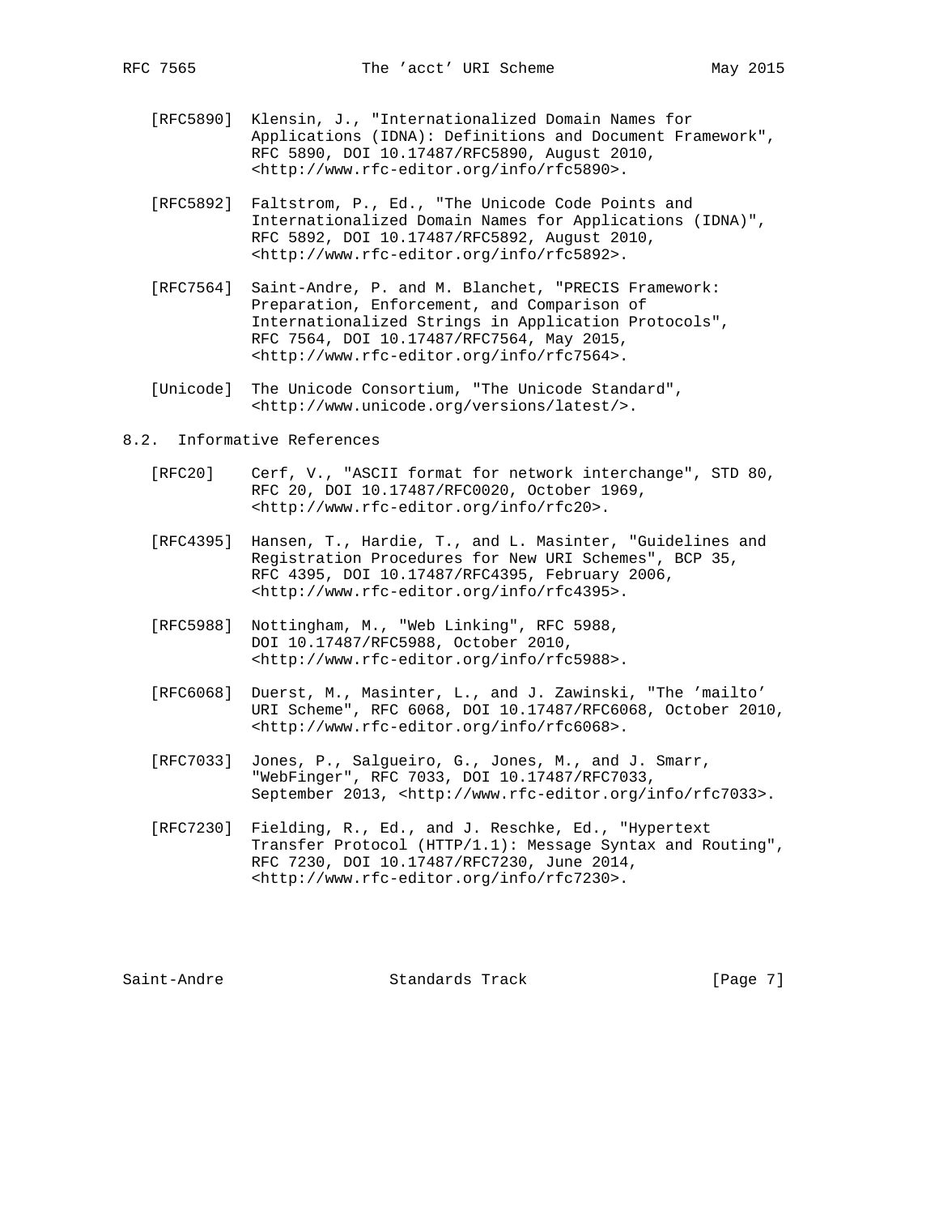[RFC5890] Klensin, J., "Internationalized Domain Names for Applications (IDNA): Definitions and Document Framework", RFC 5890, DOI 10.17487/RFC5890, August 2010, <http://www.rfc-editor.org/info/rfc5890>.

[RFC5892] Faltstrom, P., Ed., "The Unicode Code Points and Internationalized Domain Names for Applications (IDNA)", RFC 5892, DOI 10.17487/RFC5892, August 2010, <http://www.rfc-editor.org/info/rfc5892>.

[RFC7564] Saint-Andre, P. and M. Blanchet, "PRECIS Framework: Preparation, Enforcement, and Comparison of Internationalized Strings in Application Protocols", RFC 7564, DOI 10.17487/RFC7564, May 2015, <http://www.rfc-editor.org/info/rfc7564>.

[Unicode] The Unicode Consortium, "The Unicode Standard", <http://www.unicode.org/versions/latest/>.

## 8.2. Informative References

[RFC20] Cerf, V., "ASCII format for network interchange", STD 80, RFC 20, DOI 10.17487/RFC0020, October 1969, <http://www.rfc-editor.org/info/rfc20>.

[RFC4395] Hansen, T., Hardie, T., and L. Masinter, "Guidelines and Registration Procedures for New URI Schemes", BCP 35, RFC 4395, DOI 10.17487/RFC4395, February 2006, <http://www.rfc-editor.org/info/rfc4395>.

[RFC5988] Nottingham, M., "Web Linking", RFC 5988, DOI 10.17487/RFC5988, October 2010, <http://www.rfc-editor.org/info/rfc5988>.

[RFC6068] Duerst, M., Masinter, L., and J. Zawinski, "The 'mailto' URI Scheme", RFC 6068, DOI 10.17487/RFC6068, October 2010, <http://www.rfc-editor.org/info/rfc6068>.

[RFC7033] Jones, P., Salgueiro, G., Jones, M., and J. Smarr, "WebFinger", RFC 7033, DOI 10.17487/RFC7033, September 2013, <http://www.rfc-editor.org/info/rfc7033>.

[RFC7230] Fielding, R., Ed., and J. Reschke, Ed., "Hypertext Transfer Protocol (HTTP/1.1): Message Syntax and Routing", RFC 7230, DOI 10.17487/RFC7230, June 2014, <http://www.rfc-editor.org/info/rfc7230>.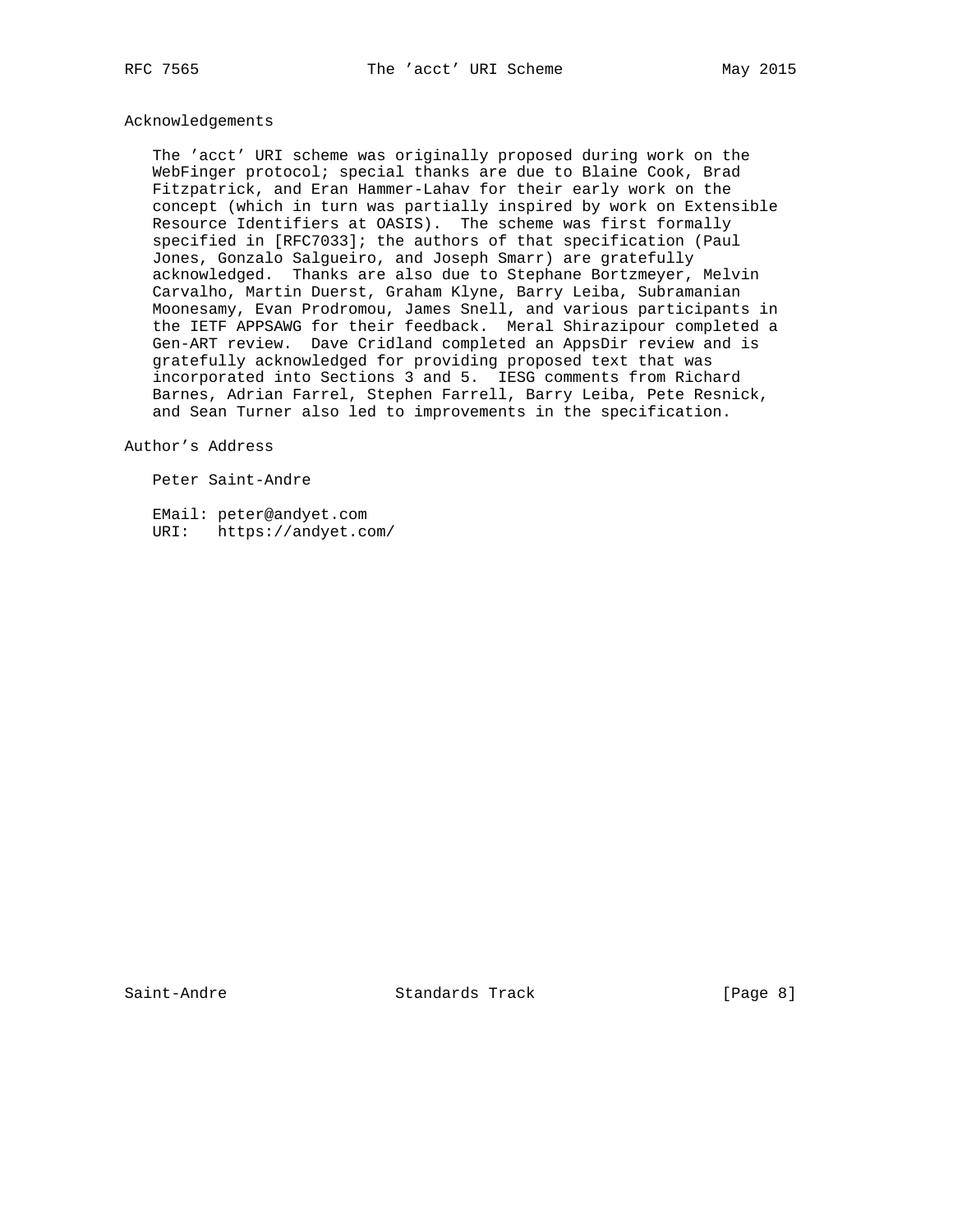## Acknowledgements

The 'acct' URI scheme was originally proposed during work on the WebFinger protocol; special thanks are due to Blaine Cook, Brad Fitzpatrick, and Eran Hammer-Lahav for their early work on the concept (which in turn was partially inspired by work on Extensible Resource Identifiers at OASIS). The scheme was first formally specified in [RFC7033]; the authors of that specification (Paul Jones, Gonzalo Salgueiro, and Joseph Smarr) are gratefully acknowledged. Thanks are also due to Stephane Bortzmeyer, Melvin Carvalho, Martin Duerst, Graham Klyne, Barry Leiba, Subramanian Moonesamy, Evan Prodromou, James Snell, and various participants in the IETF APPSAWG for their feedback. Meral Shirazipour completed a Gen-ART review. Dave Cridland completed an AppsDir review and is gratefully acknowledged for providing proposed text that was incorporated into Sections 3 and 5. IESG comments from Richard Barnes, Adrian Farrel, Stephen Farrell, Barry Leiba, Pete Resnick, and Sean Turner also led to improvements in the specification.

## Author's Address

Peter Saint-Andre

EMail: peter@andyet.com
URI: https://andyet.com/